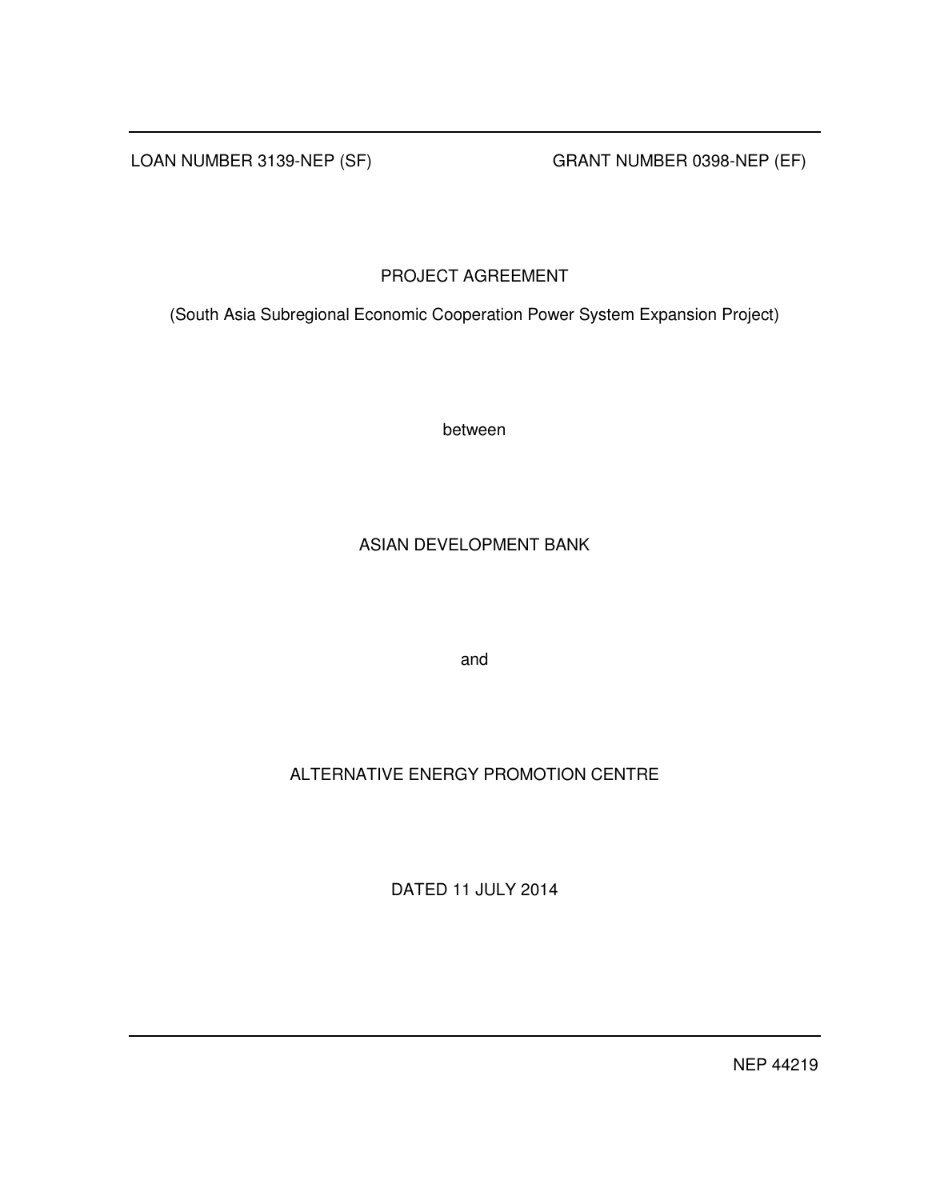LOAN NUMBER 3139-NEP (SF) GRANT NUMBER 0398-NEP (EF)

# PROJECT AGREEMENT

(South Asia Subregional Economic Cooperation Power System Expansion Project)

between

ASIAN DEVELOPMENT BANK

and

ALTERNATIVE ENERGY PROMOTION CENTRE

DATED 11 JULY 2014

NEP 44219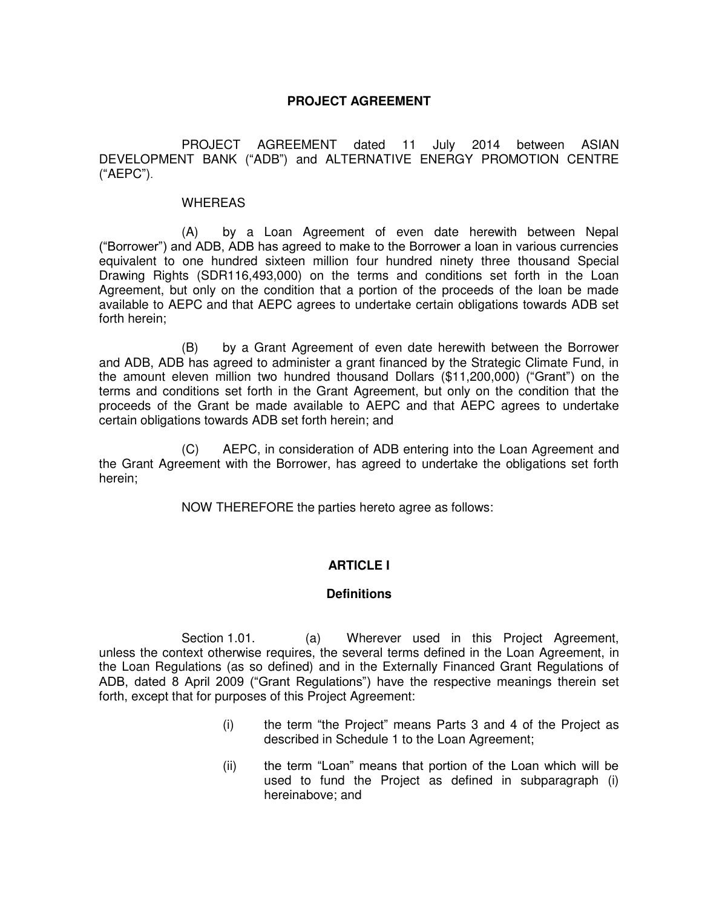# PROJECT AGREEMENT

PROJECT AGREEMENT dated 11 July 2014 between ASIAN DEVELOPMENT BANK ("ADB") and ALTERNATIVE ENERGY PROMOTION CENTRE ("AEPC").

WHEREAS

(A) by a Loan Agreement of even date herewith between Nepal ("Borrower") and ADB, ADB has agreed to make to the Borrower a loan in various currencies equivalent to one hundred sixteen million four hundred ninety three thousand Special Drawing Rights (SDR116,493,000) on the terms and conditions set forth in the Loan Agreement, but only on the condition that a portion of the proceeds of the loan be made available to AEPC and that AEPC agrees to undertake certain obligations towards ADB set forth herein;

(B) by a Grant Agreement of even date herewith between the Borrower and ADB, ADB has agreed to administer a grant financed by the Strategic Climate Fund, in the amount eleven million two hundred thousand Dollars ($11,200,000) ("Grant") on the terms and conditions set forth in the Grant Agreement, but only on the condition that the proceeds of the Grant be made available to AEPC and that AEPC agrees to undertake certain obligations towards ADB set forth herein; and

(C) AEPC, in consideration of ADB entering into the Loan Agreement and the Grant Agreement with the Borrower, has agreed to undertake the obligations set forth herein;

NOW THEREFORE the parties hereto agree as follows:

## ARTICLE I

### Definitions

Section 1.01. (a) Wherever used in this Project Agreement, unless the context otherwise requires, the several terms defined in the Loan Agreement, in the Loan Regulations (as so defined) and in the Externally Financed Grant Regulations of ADB, dated 8 April 2009 ("Grant Regulations") have the respective meanings therein set forth, except that for purposes of this Project Agreement:

(i) the term "the Project" means Parts 3 and 4 of the Project as described in Schedule 1 to the Loan Agreement;

(ii) the term "Loan" means that portion of the Loan which will be used to fund the Project as defined in subparagraph (i) hereinabove; and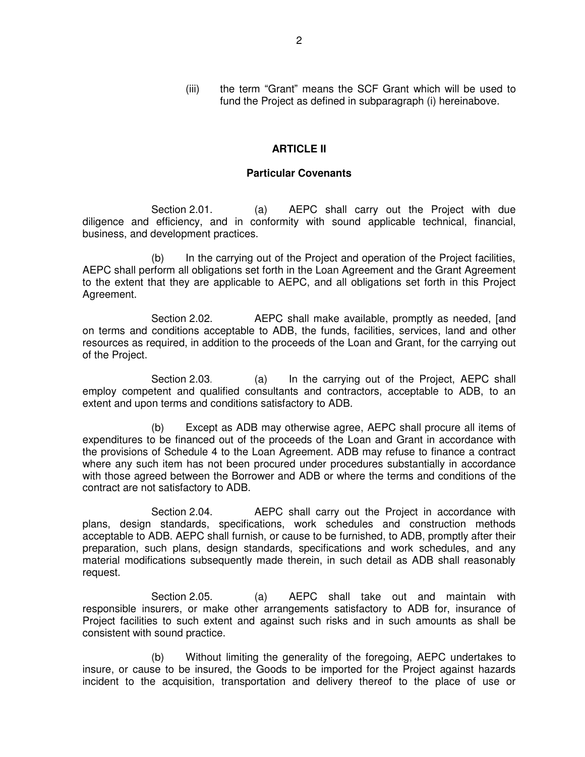(iii) the term "Grant" means the SCF Grant which will be used to fund the Project as defined in subparagraph (i) hereinabove.

## ARTICLE II

### Particular Covenants

Section 2.01. (a) AEPC shall carry out the Project with due diligence and efficiency, and in conformity with sound applicable technical, financial, business, and development practices.

(b) In the carrying out of the Project and operation of the Project facilities, AEPC shall perform all obligations set forth in the Loan Agreement and the Grant Agreement to the extent that they are applicable to AEPC, and all obligations set forth in this Project Agreement.

Section 2.02. AEPC shall make available, promptly as needed, [and on terms and conditions acceptable to ADB, the funds, facilities, services, land and other resources as required, in addition to the proceeds of the Loan and Grant, for the carrying out of the Project.

Section 2.03. (a) In the carrying out of the Project, AEPC shall employ competent and qualified consultants and contractors, acceptable to ADB, to an extent and upon terms and conditions satisfactory to ADB.

(b) Except as ADB may otherwise agree, AEPC shall procure all items of expenditures to be financed out of the proceeds of the Loan and Grant in accordance with the provisions of Schedule 4 to the Loan Agreement. ADB may refuse to finance a contract where any such item has not been procured under procedures substantially in accordance with those agreed between the Borrower and ADB or where the terms and conditions of the contract are not satisfactory to ADB.

Section 2.04. AEPC shall carry out the Project in accordance with plans, design standards, specifications, work schedules and construction methods acceptable to ADB. AEPC shall furnish, or cause to be furnished, to ADB, promptly after their preparation, such plans, design standards, specifications and work schedules, and any material modifications subsequently made therein, in such detail as ADB shall reasonably request.

Section 2.05. (a) AEPC shall take out and maintain with responsible insurers, or make other arrangements satisfactory to ADB for, insurance of Project facilities to such extent and against such risks and in such amounts as shall be consistent with sound practice.

(b) Without limiting the generality of the foregoing, AEPC undertakes to insure, or cause to be insured, the Goods to be imported for the Project against hazards incident to the acquisition, transportation and delivery thereof to the place of use or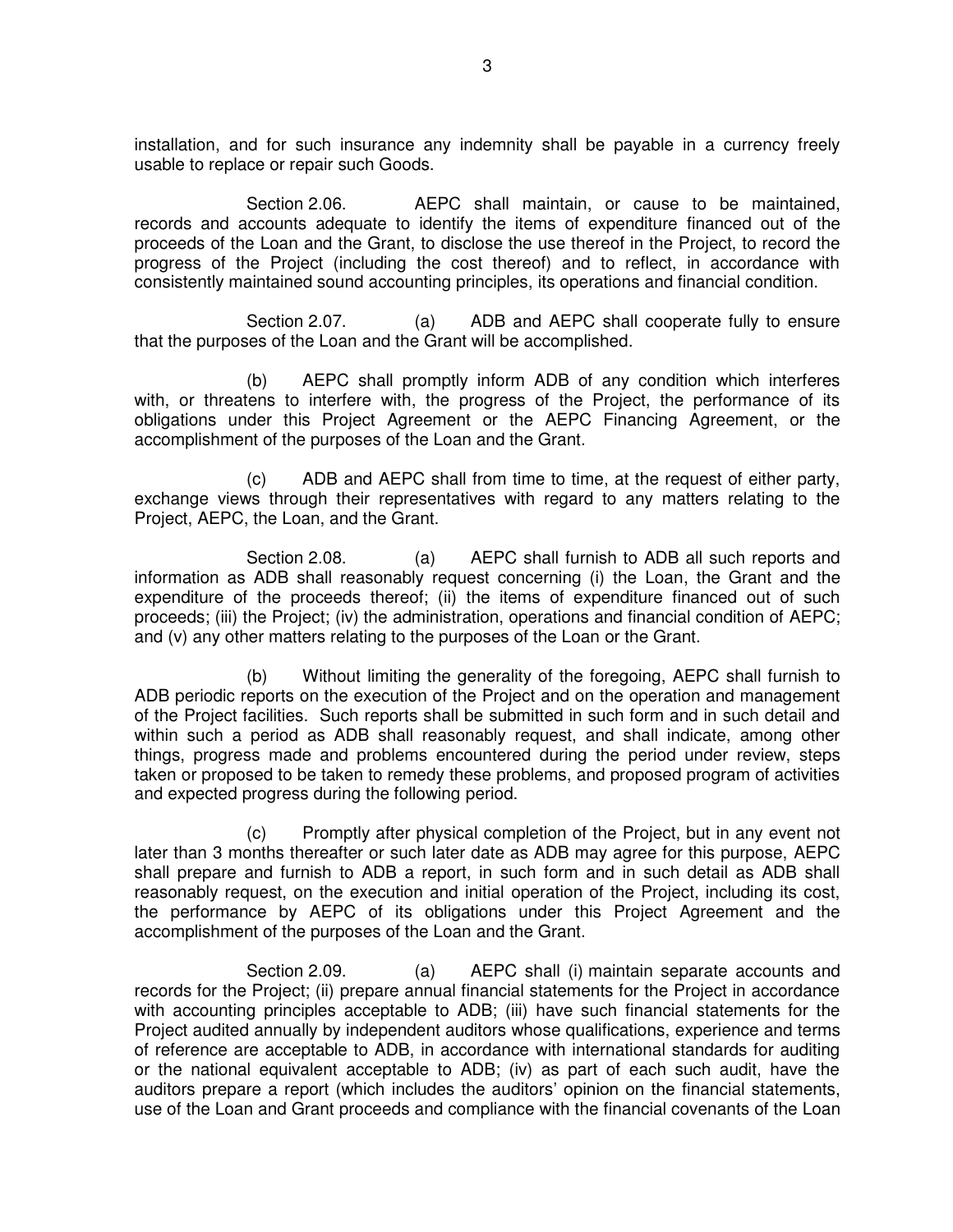installation, and for such insurance any indemnity shall be payable in a currency freely usable to replace or repair such Goods.

Section 2.06. AEPC shall maintain, or cause to be maintained, records and accounts adequate to identify the items of expenditure financed out of the proceeds of the Loan and the Grant, to disclose the use thereof in the Project, to record the progress of the Project (including the cost thereof) and to reflect, in accordance with consistently maintained sound accounting principles, its operations and financial condition.

Section 2.07. (a) ADB and AEPC shall cooperate fully to ensure that the purposes of the Loan and the Grant will be accomplished.

(b) AEPC shall promptly inform ADB of any condition which interferes with, or threatens to interfere with, the progress of the Project, the performance of its obligations under this Project Agreement or the AEPC Financing Agreement, or the accomplishment of the purposes of the Loan and the Grant.

(c) ADB and AEPC shall from time to time, at the request of either party, exchange views through their representatives with regard to any matters relating to the Project, AEPC, the Loan, and the Grant.

Section 2.08. (a) AEPC shall furnish to ADB all such reports and information as ADB shall reasonably request concerning (i) the Loan, the Grant and the expenditure of the proceeds thereof; (ii) the items of expenditure financed out of such proceeds; (iii) the Project; (iv) the administration, operations and financial condition of AEPC; and (v) any other matters relating to the purposes of the Loan or the Grant.

(b) Without limiting the generality of the foregoing, AEPC shall furnish to ADB periodic reports on the execution of the Project and on the operation and management of the Project facilities. Such reports shall be submitted in such form and in such detail and within such a period as ADB shall reasonably request, and shall indicate, among other things, progress made and problems encountered during the period under review, steps taken or proposed to be taken to remedy these problems, and proposed program of activities and expected progress during the following period.

(c) Promptly after physical completion of the Project, but in any event not later than 3 months thereafter or such later date as ADB may agree for this purpose, AEPC shall prepare and furnish to ADB a report, in such form and in such detail as ADB shall reasonably request, on the execution and initial operation of the Project, including its cost, the performance by AEPC of its obligations under this Project Agreement and the accomplishment of the purposes of the Loan and the Grant.

Section 2.09. (a) AEPC shall (i) maintain separate accounts and records for the Project; (ii) prepare annual financial statements for the Project in accordance with accounting principles acceptable to ADB; (iii) have such financial statements for the Project audited annually by independent auditors whose qualifications, experience and terms of reference are acceptable to ADB, in accordance with international standards for auditing or the national equivalent acceptable to ADB; (iv) as part of each such audit, have the auditors prepare a report (which includes the auditors' opinion on the financial statements, use of the Loan and Grant proceeds and compliance with the financial covenants of the Loan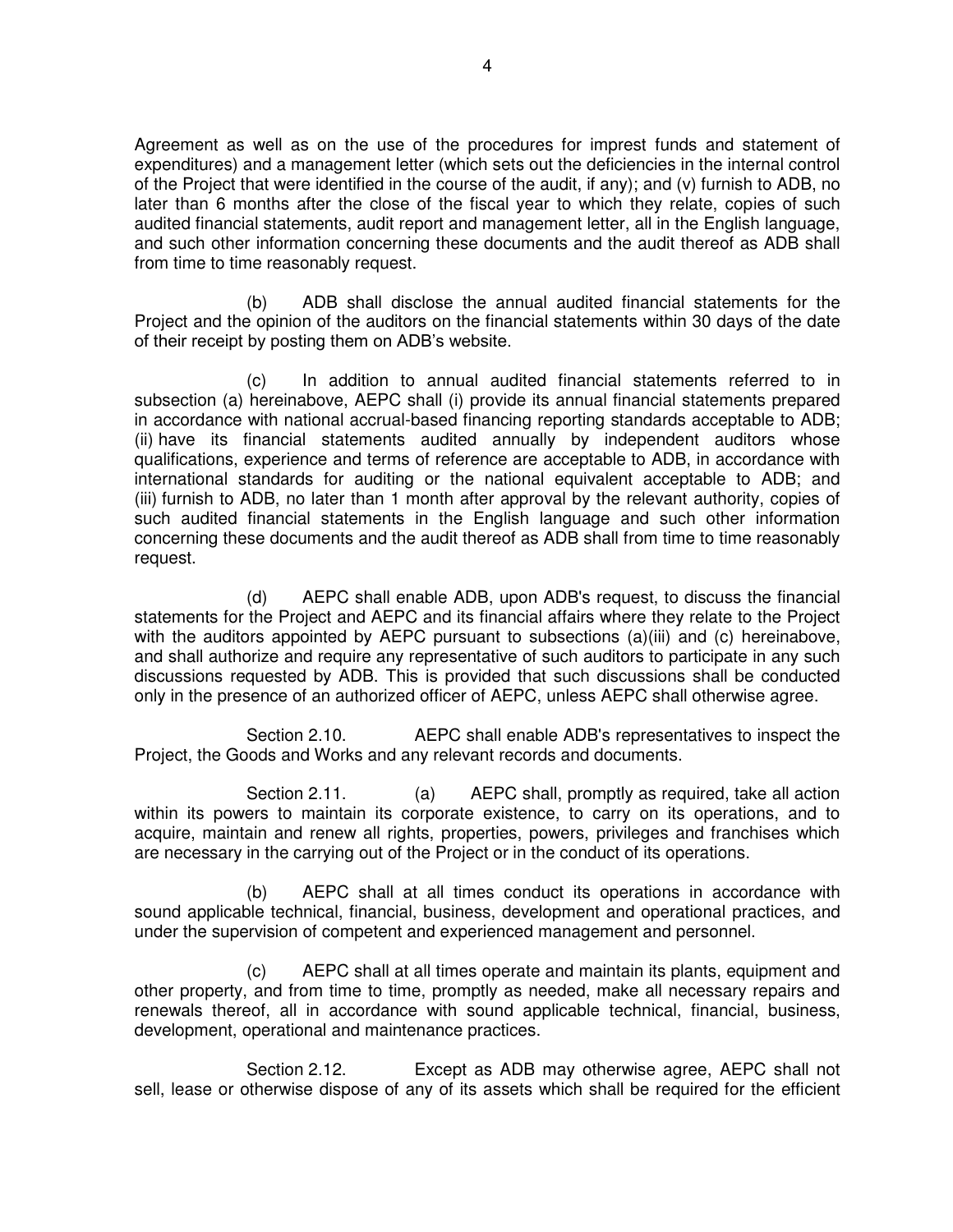Agreement as well as on the use of the procedures for imprest funds and statement of expenditures) and a management letter (which sets out the deficiencies in the internal control of the Project that were identified in the course of the audit, if any); and (v) furnish to ADB, no later than 6 months after the close of the fiscal year to which they relate, copies of such audited financial statements, audit report and management letter, all in the English language, and such other information concerning these documents and the audit thereof as ADB shall from time to time reasonably request.

(b) ADB shall disclose the annual audited financial statements for the Project and the opinion of the auditors on the financial statements within 30 days of the date of their receipt by posting them on ADB's website.

(c) In addition to annual audited financial statements referred to in subsection (a) hereinabove, AEPC shall (i) provide its annual financial statements prepared in accordance with national accrual-based financing reporting standards acceptable to ADB; (ii) have its financial statements audited annually by independent auditors whose qualifications, experience and terms of reference are acceptable to ADB, in accordance with international standards for auditing or the national equivalent acceptable to ADB; and (iii) furnish to ADB, no later than 1 month after approval by the relevant authority, copies of such audited financial statements in the English language and such other information concerning these documents and the audit thereof as ADB shall from time to time reasonably request.

(d) AEPC shall enable ADB, upon ADB's request, to discuss the financial statements for the Project and AEPC and its financial affairs where they relate to the Project with the auditors appointed by AEPC pursuant to subsections (a)(iii) and (c) hereinabove, and shall authorize and require any representative of such auditors to participate in any such discussions requested by ADB. This is provided that such discussions shall be conducted only in the presence of an authorized officer of AEPC, unless AEPC shall otherwise agree.

Section 2.10. AEPC shall enable ADB's representatives to inspect the Project, the Goods and Works and any relevant records and documents.

Section 2.11. (a) AEPC shall, promptly as required, take all action within its powers to maintain its corporate existence, to carry on its operations, and to acquire, maintain and renew all rights, properties, powers, privileges and franchises which are necessary in the carrying out of the Project or in the conduct of its operations.

(b) AEPC shall at all times conduct its operations in accordance with sound applicable technical, financial, business, development and operational practices, and under the supervision of competent and experienced management and personnel.

(c) AEPC shall at all times operate and maintain its plants, equipment and other property, and from time to time, promptly as needed, make all necessary repairs and renewals thereof, all in accordance with sound applicable technical, financial, business, development, operational and maintenance practices.

Section 2.12. Except as ADB may otherwise agree, AEPC shall not sell, lease or otherwise dispose of any of its assets which shall be required for the efficient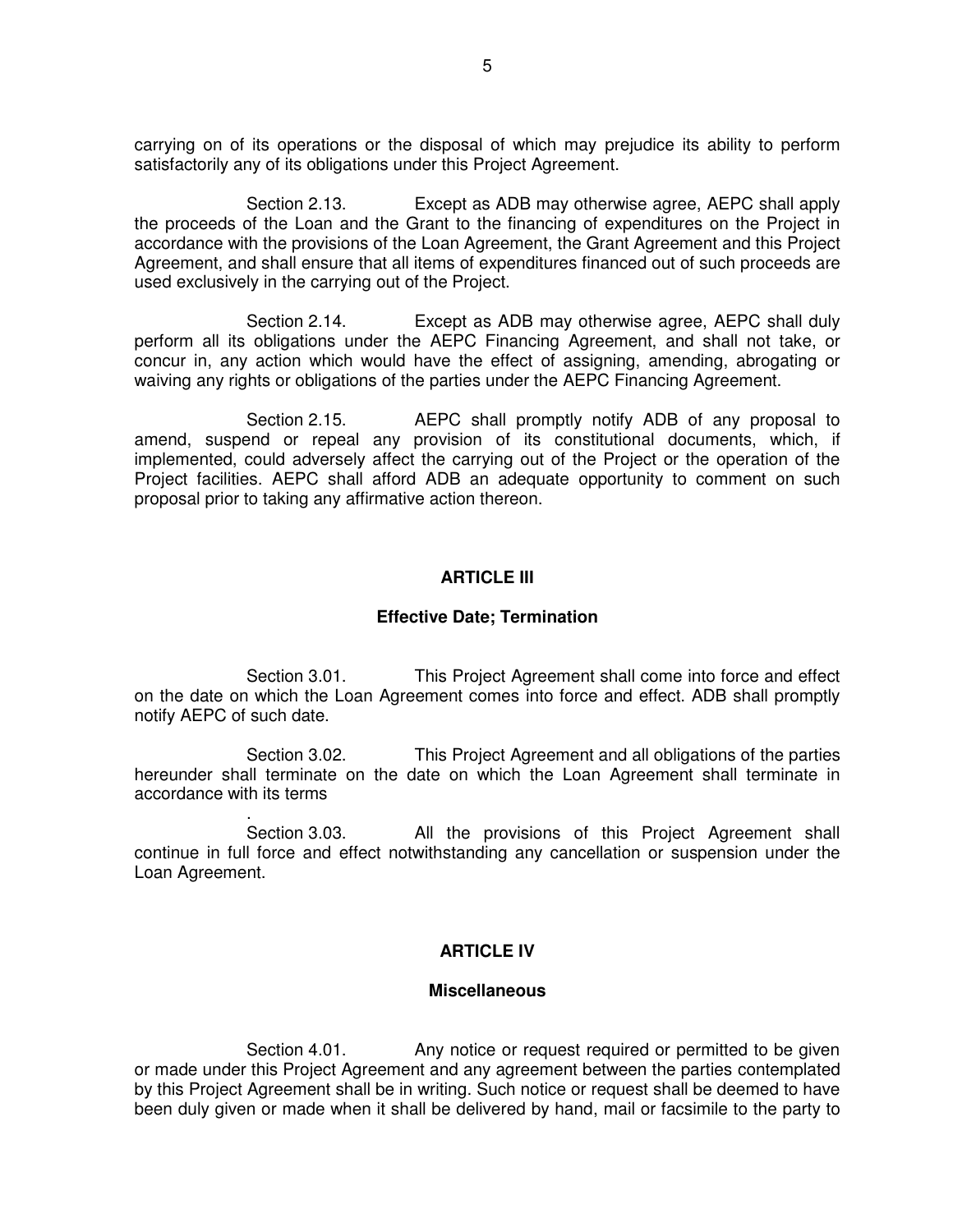carrying on of its operations or the disposal of which may prejudice its ability to perform satisfactorily any of its obligations under this Project Agreement.

Section 2.13. Except as ADB may otherwise agree, AEPC shall apply the proceeds of the Loan and the Grant to the financing of expenditures on the Project in accordance with the provisions of the Loan Agreement, the Grant Agreement and this Project Agreement, and shall ensure that all items of expenditures financed out of such proceeds are used exclusively in the carrying out of the Project.

Section 2.14. Except as ADB may otherwise agree, AEPC shall duly perform all its obligations under the AEPC Financing Agreement, and shall not take, or concur in, any action which would have the effect of assigning, amending, abrogating or waiving any rights or obligations of the parties under the AEPC Financing Agreement.

Section 2.15. AEPC shall promptly notify ADB of any proposal to amend, suspend or repeal any provision of its constitutional documents, which, if implemented, could adversely affect the carrying out of the Project or the operation of the Project facilities. AEPC shall afford ADB an adequate opportunity to comment on such proposal prior to taking any affirmative action thereon.

## ARTICLE III

### Effective Date; Termination

Section 3.01. This Project Agreement shall come into force and effect on the date on which the Loan Agreement comes into force and effect. ADB shall promptly notify AEPC of such date.

Section 3.02. This Project Agreement and all obligations of the parties hereunder shall terminate on the date on which the Loan Agreement shall terminate in accordance with its terms.

Section 3.03. All the provisions of this Project Agreement shall continue in full force and effect notwithstanding any cancellation or suspension under the Loan Agreement.

## ARTICLE IV

### Miscellaneous

Section 4.01. Any notice or request required or permitted to be given or made under this Project Agreement and any agreement between the parties contemplated by this Project Agreement shall be in writing. Such notice or request shall be deemed to have been duly given or made when it shall be delivered by hand, mail or facsimile to the party to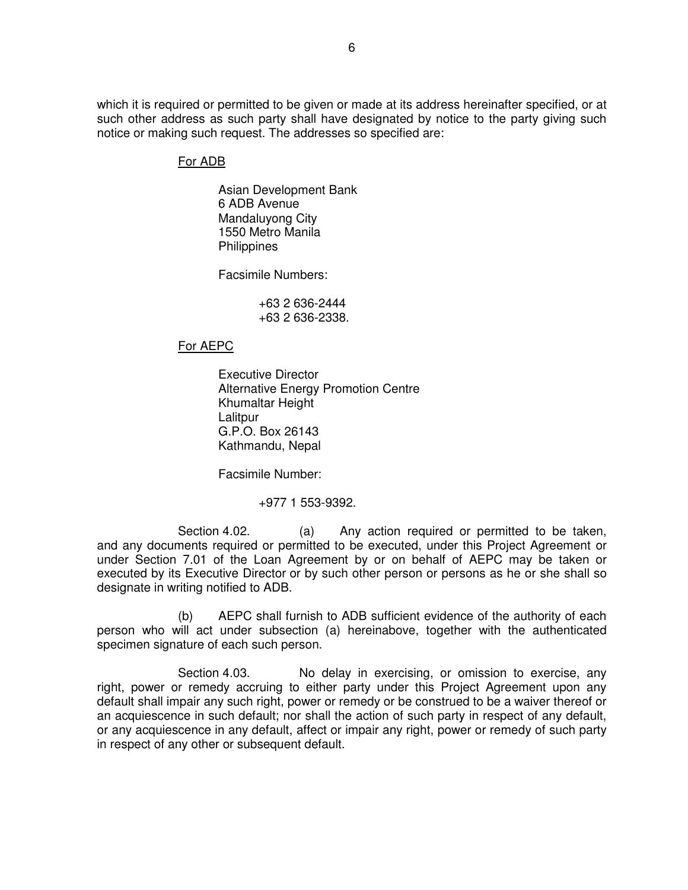which it is required or permitted to be given or made at its address hereinafter specified, or at such other address as such party shall have designated by notice to the party giving such notice or making such request. The addresses so specified are:

For ADB

Asian Development Bank
6 ADB Avenue
Mandaluyong City
1550 Metro Manila
Philippines

Facsimile Numbers:

+63 2 636-2444
+63 2 636-2338.

For AEPC

Executive Director
Alternative Energy Promotion Centre
Khumaltar Height
Lalitpur
G.P.O. Box 26143
Kathmandu, Nepal

Facsimile Number:

+977 1 553-9392.

Section 4.02. (a) Any action required or permitted to be taken, and any documents required or permitted to be executed, under this Project Agreement or under Section 7.01 of the Loan Agreement by or on behalf of AEPC may be taken or executed by its Executive Director or by such other person or persons as he or she shall so designate in writing notified to ADB.

(b) AEPC shall furnish to ADB sufficient evidence of the authority of each person who will act under subsection (a) hereinabove, together with the authenticated specimen signature of each such person.

Section 4.03. No delay in exercising, or omission to exercise, any right, power or remedy accruing to either party under this Project Agreement upon any default shall impair any such right, power or remedy or be construed to be a waiver thereof or an acquiescence in such default; nor shall the action of such party in respect of any default, or any acquiescence in any default, affect or impair any right, power or remedy of such party in respect of any other or subsequent default.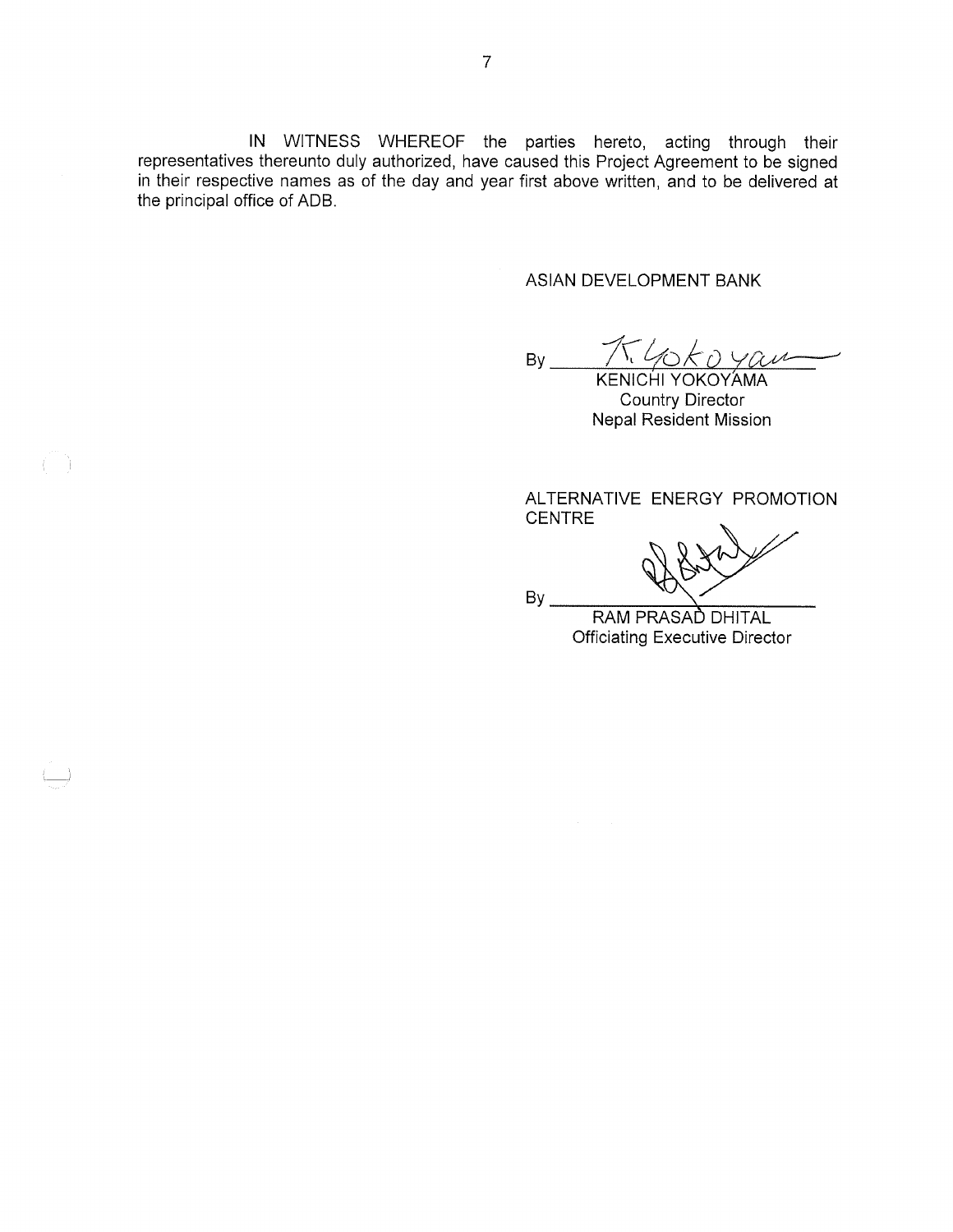IN WITNESS WHEREOF the parties hereto, acting through their representatives thereunto duly authorized, have caused this Project Agreement to be signed in their respective names as of the day and year first above written, and to be delivered at the principal office of ADB.

ASIAN DEVELOPMENT BANK

By ______________________
KENICHI YOKOYAMA
Country Director
Nepal Resident Mission

ALTERNATIVE ENERGY PROMOTION CENTRE

By ______________________
RAM PRASAD DHITAL
Officiating Executive Director